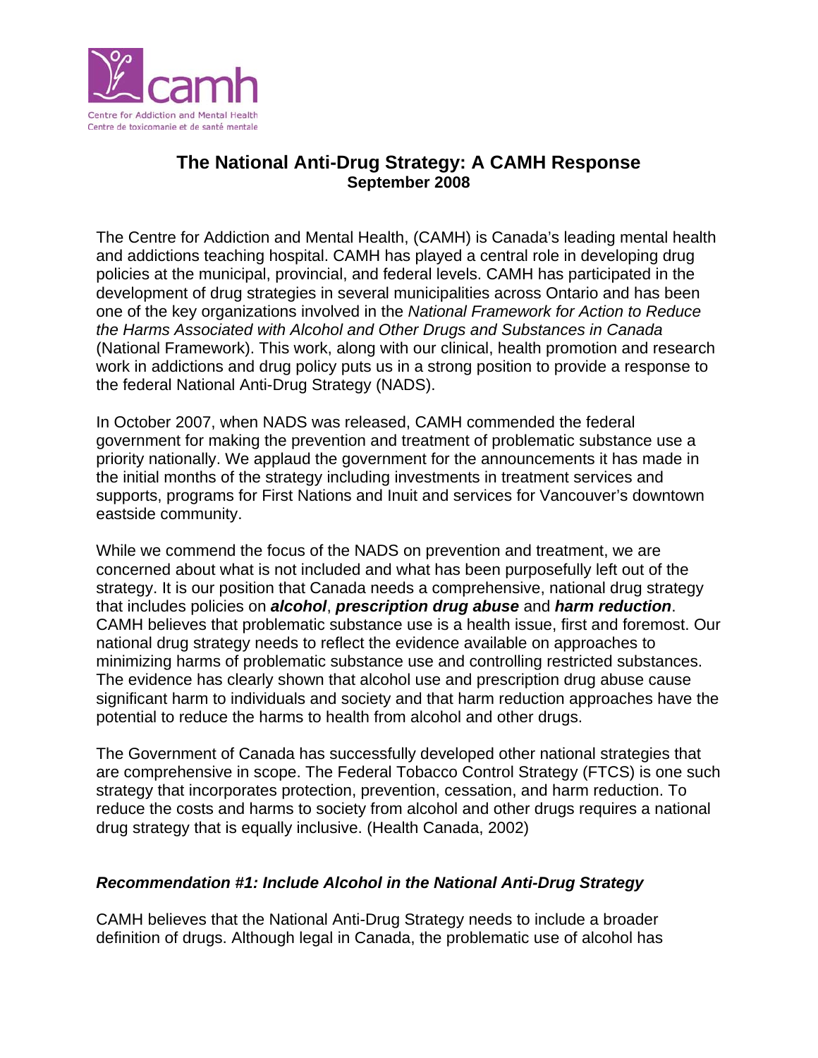Centre for Addiction and Mental Health
Centre de toxicomanie et de santé mentale

# The National Anti-Drug Strategy: A CAMH Response

**September 2008**

The Centre for Addiction and Mental Health, (CAMH) is Canada's leading mental health and addictions teaching hospital. CAMH has played a central role in developing drug policies at the municipal, provincial, and federal levels. CAMH has participated in the development of drug strategies in several municipalities across Ontario and has been one of the key organizations involved in the *National Framework for Action to Reduce the Harms Associated with Alcohol and Other Drugs and Substances in Canada* (National Framework). This work, along with our clinical, health promotion and research work in addictions and drug policy puts us in a strong position to provide a response to the federal National Anti-Drug Strategy (NADS).

In October 2007, when NADS was released, CAMH commended the federal government for making the prevention and treatment of problematic substance use a priority nationally. We applaud the government for the announcements it has made in the initial months of the strategy including investments in treatment services and supports, programs for First Nations and Inuit and services for Vancouver's downtown eastside community.

While we commend the focus of the NADS on prevention and treatment, we are concerned about what is not included and what has been purposefully left out of the strategy. It is our position that Canada needs a comprehensive, national drug strategy that includes policies on ***alcohol***, ***prescription drug abuse*** and ***harm reduction***. CAMH believes that problematic substance use is a health issue, first and foremost. Our national drug strategy needs to reflect the evidence available on approaches to minimizing harms of problematic substance use and controlling restricted substances. The evidence has clearly shown that alcohol use and prescription drug abuse cause significant harm to individuals and society and that harm reduction approaches have the potential to reduce the harms to health from alcohol and other drugs.

The Government of Canada has successfully developed other national strategies that are comprehensive in scope. The Federal Tobacco Control Strategy (FTCS) is one such strategy that incorporates protection, prevention, cessation, and harm reduction. To reduce the costs and harms to society from alcohol and other drugs requires a national drug strategy that is equally inclusive. (Health Canada, 2002)

### *Recommendation #1: Include Alcohol in the National Anti-Drug Strategy*

CAMH believes that the National Anti-Drug Strategy needs to include a broader definition of drugs. Although legal in Canada, the problematic use of alcohol has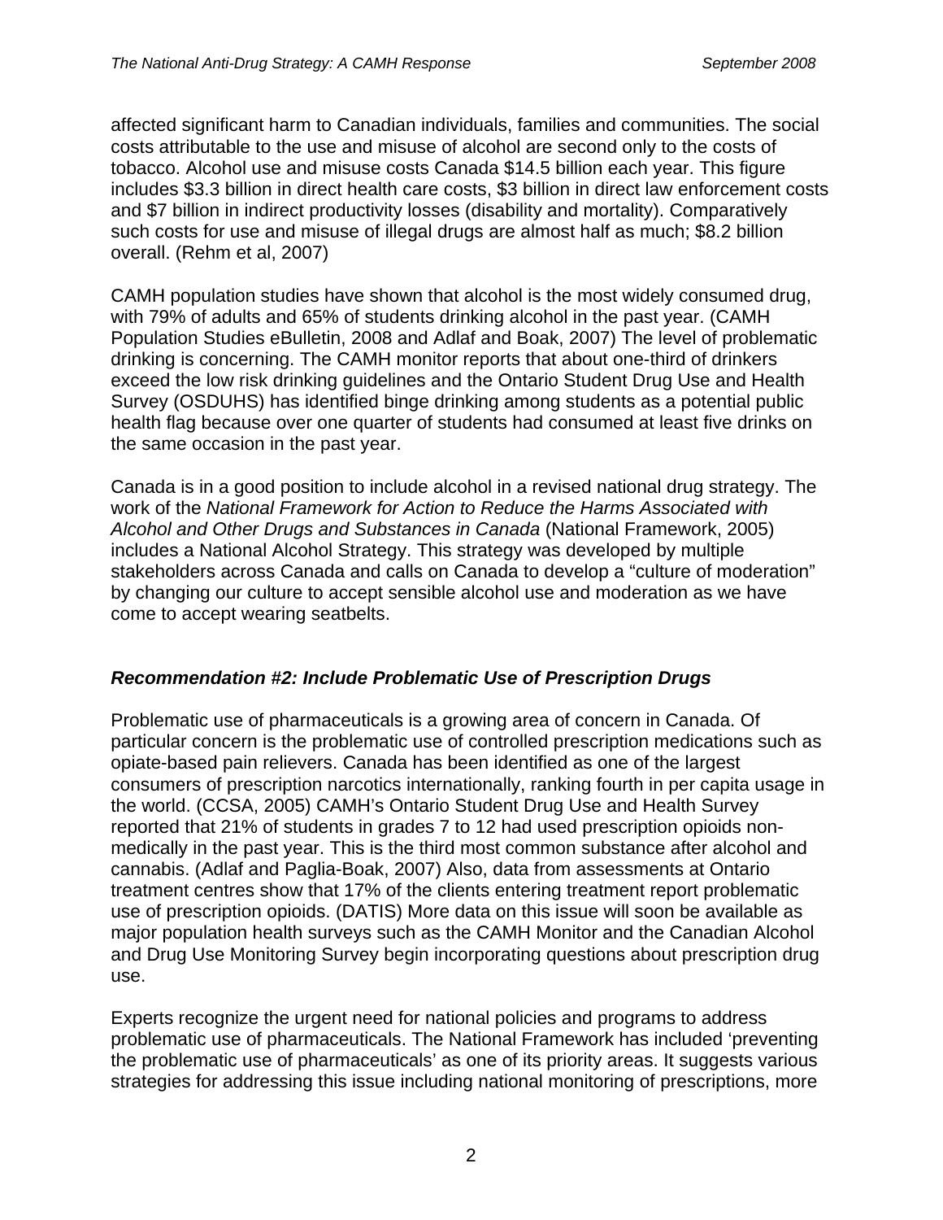affected significant harm to Canadian individuals, families and communities. The social costs attributable to the use and misuse of alcohol are second only to the costs of tobacco. Alcohol use and misuse costs Canada $14.5 billion each year. This figure includes $3.3 billion in direct health care costs, $3 billion in direct law enforcement costs and $7 billion in indirect productivity losses (disability and mortality). Comparatively such costs for use and misuse of illegal drugs are almost half as much; $8.2 billion overall. (Rehm et al, 2007)

CAMH population studies have shown that alcohol is the most widely consumed drug, with 79% of adults and 65% of students drinking alcohol in the past year. (CAMH Population Studies eBulletin, 2008 and Adlaf and Boak, 2007) The level of problematic drinking is concerning. The CAMH monitor reports that about one-third of drinkers exceed the low risk drinking guidelines and the Ontario Student Drug Use and Health Survey (OSDUHS) has identified binge drinking among students as a potential public health flag because over one quarter of students had consumed at least five drinks on the same occasion in the past year.

Canada is in a good position to include alcohol in a revised national drug strategy. The work of the *National Framework for Action to Reduce the Harms Associated with Alcohol and Other Drugs and Substances in Canada* (National Framework, 2005) includes a National Alcohol Strategy. This strategy was developed by multiple stakeholders across Canada and calls on Canada to develop a "culture of moderation" by changing our culture to accept sensible alcohol use and moderation as we have come to accept wearing seatbelts.

### *Recommendation #2: Include Problematic Use of Prescription Drugs*

Problematic use of pharmaceuticals is a growing area of concern in Canada. Of particular concern is the problematic use of controlled prescription medications such as opiate-based pain relievers. Canada has been identified as one of the largest consumers of prescription narcotics internationally, ranking fourth in per capita usage in the world. (CCSA, 2005) CAMH's Ontario Student Drug Use and Health Survey reported that 21% of students in grades 7 to 12 had used prescription opioids non-medically in the past year. This is the third most common substance after alcohol and cannabis. (Adlaf and Paglia-Boak, 2007) Also, data from assessments at Ontario treatment centres show that 17% of the clients entering treatment report problematic use of prescription opioids. (DATIS) More data on this issue will soon be available as major population health surveys such as the CAMH Monitor and the Canadian Alcohol and Drug Use Monitoring Survey begin incorporating questions about prescription drug use.

Experts recognize the urgent need for national policies and programs to address problematic use of pharmaceuticals. The National Framework has included 'preventing the problematic use of pharmaceuticals' as one of its priority areas. It suggests various strategies for addressing this issue including national monitoring of prescriptions, more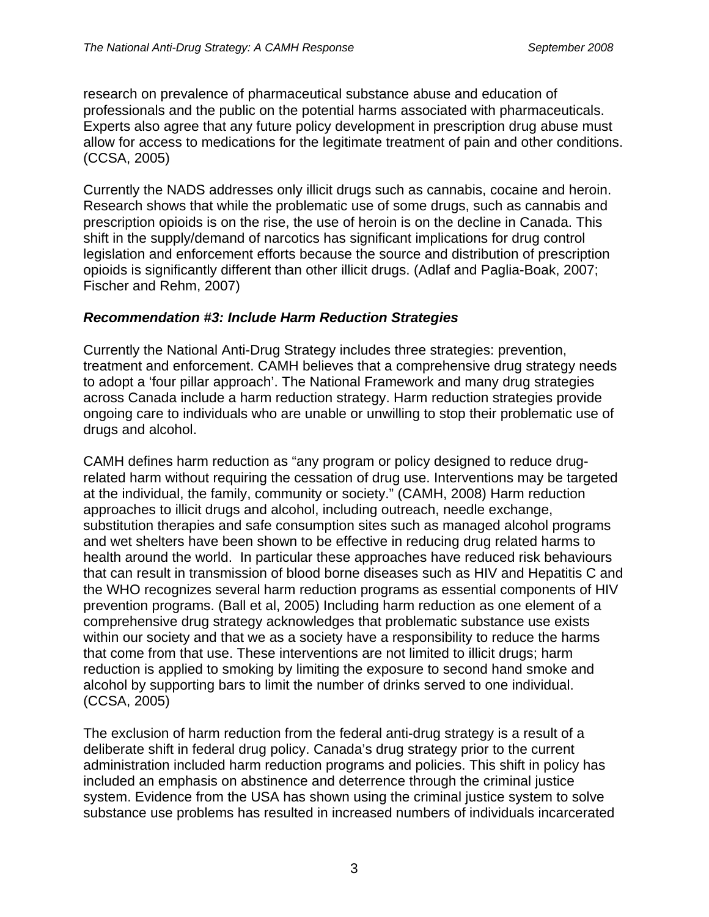research on prevalence of pharmaceutical substance abuse and education of professionals and the public on the potential harms associated with pharmaceuticals. Experts also agree that any future policy development in prescription drug abuse must allow for access to medications for the legitimate treatment of pain and other conditions. (CCSA, 2005)

Currently the NADS addresses only illicit drugs such as cannabis, cocaine and heroin. Research shows that while the problematic use of some drugs, such as cannabis and prescription opioids is on the rise, the use of heroin is on the decline in Canada. This shift in the supply/demand of narcotics has significant implications for drug control legislation and enforcement efforts because the source and distribution of prescription opioids is significantly different than other illicit drugs. (Adlaf and Paglia-Boak, 2007; Fischer and Rehm, 2007)

### *Recommendation #3: Include Harm Reduction Strategies*

Currently the National Anti-Drug Strategy includes three strategies: prevention, treatment and enforcement. CAMH believes that a comprehensive drug strategy needs to adopt a 'four pillar approach'. The National Framework and many drug strategies across Canada include a harm reduction strategy. Harm reduction strategies provide ongoing care to individuals who are unable or unwilling to stop their problematic use of drugs and alcohol.

CAMH defines harm reduction as "any program or policy designed to reduce drug-related harm without requiring the cessation of drug use. Interventions may be targeted at the individual, the family, community or society." (CAMH, 2008) Harm reduction approaches to illicit drugs and alcohol, including outreach, needle exchange, substitution therapies and safe consumption sites such as managed alcohol programs and wet shelters have been shown to be effective in reducing drug related harms to health around the world. In particular these approaches have reduced risk behaviours that can result in transmission of blood borne diseases such as HIV and Hepatitis C and the WHO recognizes several harm reduction programs as essential components of HIV prevention programs. (Ball et al, 2005) Including harm reduction as one element of a comprehensive drug strategy acknowledges that problematic substance use exists within our society and that we as a society have a responsibility to reduce the harms that come from that use. These interventions are not limited to illicit drugs; harm reduction is applied to smoking by limiting the exposure to second hand smoke and alcohol by supporting bars to limit the number of drinks served to one individual. (CCSA, 2005)

The exclusion of harm reduction from the federal anti-drug strategy is a result of a deliberate shift in federal drug policy. Canada's drug strategy prior to the current administration included harm reduction programs and policies. This shift in policy has included an emphasis on abstinence and deterrence through the criminal justice system. Evidence from the USA has shown using the criminal justice system to solve substance use problems has resulted in increased numbers of individuals incarcerated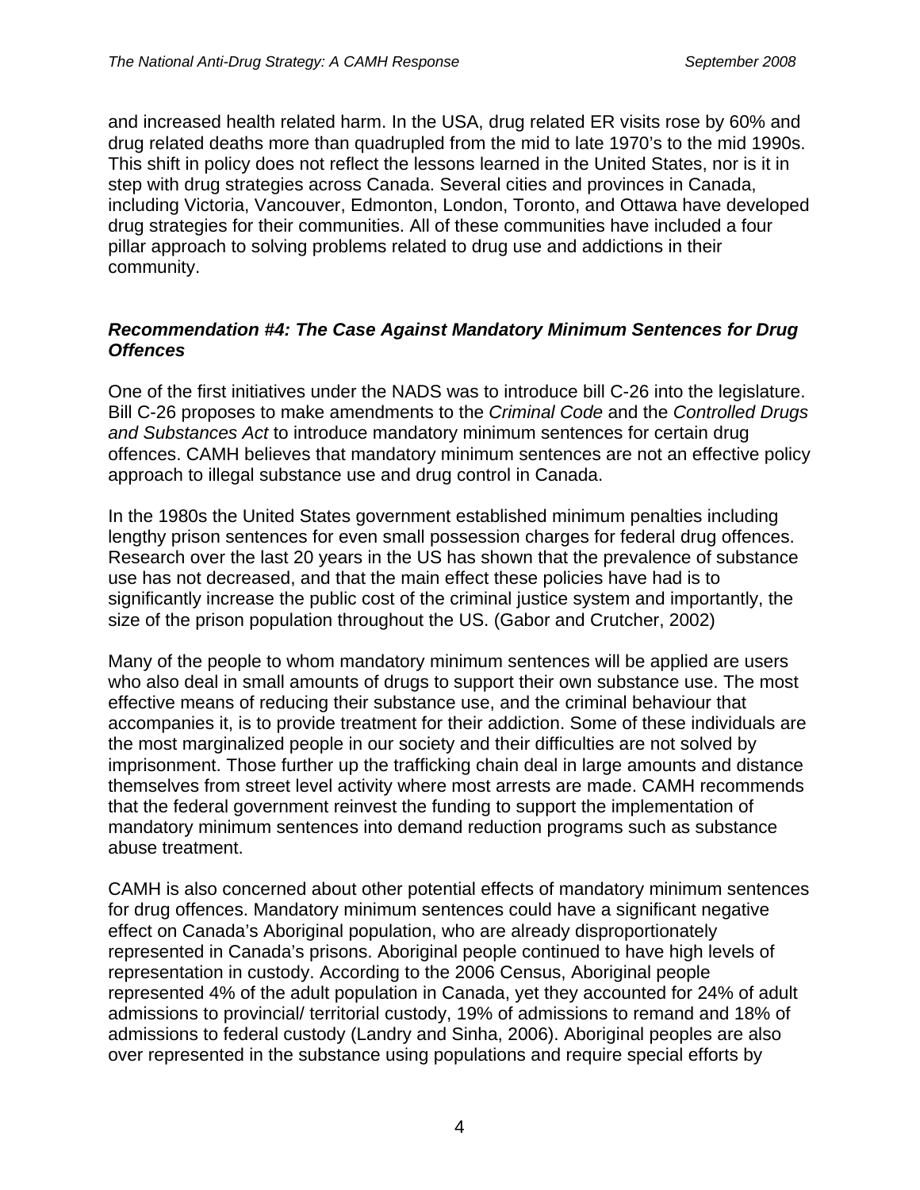and increased health related harm. In the USA, drug related ER visits rose by 60% and drug related deaths more than quadrupled from the mid to late 1970's to the mid 1990s. This shift in policy does not reflect the lessons learned in the United States, nor is it in step with drug strategies across Canada. Several cities and provinces in Canada, including Victoria, Vancouver, Edmonton, London, Toronto, and Ottawa have developed drug strategies for their communities. All of these communities have included a four pillar approach to solving problems related to drug use and addictions in their community.

### ***Recommendation #4: The Case Against Mandatory Minimum Sentences for Drug Offences***

One of the first initiatives under the NADS was to introduce bill C-26 into the legislature. Bill C-26 proposes to make amendments to the *Criminal Code* and the *Controlled Drugs and Substances Act* to introduce mandatory minimum sentences for certain drug offences. CAMH believes that mandatory minimum sentences are not an effective policy approach to illegal substance use and drug control in Canada.

In the 1980s the United States government established minimum penalties including lengthy prison sentences for even small possession charges for federal drug offences. Research over the last 20 years in the US has shown that the prevalence of substance use has not decreased, and that the main effect these policies have had is to significantly increase the public cost of the criminal justice system and importantly, the size of the prison population throughout the US. (Gabor and Crutcher, 2002)

Many of the people to whom mandatory minimum sentences will be applied are users who also deal in small amounts of drugs to support their own substance use. The most effective means of reducing their substance use, and the criminal behaviour that accompanies it, is to provide treatment for their addiction. Some of these individuals are the most marginalized people in our society and their difficulties are not solved by imprisonment. Those further up the trafficking chain deal in large amounts and distance themselves from street level activity where most arrests are made. CAMH recommends that the federal government reinvest the funding to support the implementation of mandatory minimum sentences into demand reduction programs such as substance abuse treatment.

CAMH is also concerned about other potential effects of mandatory minimum sentences for drug offences. Mandatory minimum sentences could have a significant negative effect on Canada's Aboriginal population, who are already disproportionately represented in Canada's prisons. Aboriginal people continued to have high levels of representation in custody. According to the 2006 Census, Aboriginal people represented 4% of the adult population in Canada, yet they accounted for 24% of adult admissions to provincial/ territorial custody, 19% of admissions to remand and 18% of admissions to federal custody (Landry and Sinha, 2006). Aboriginal peoples are also over represented in the substance using populations and require special efforts by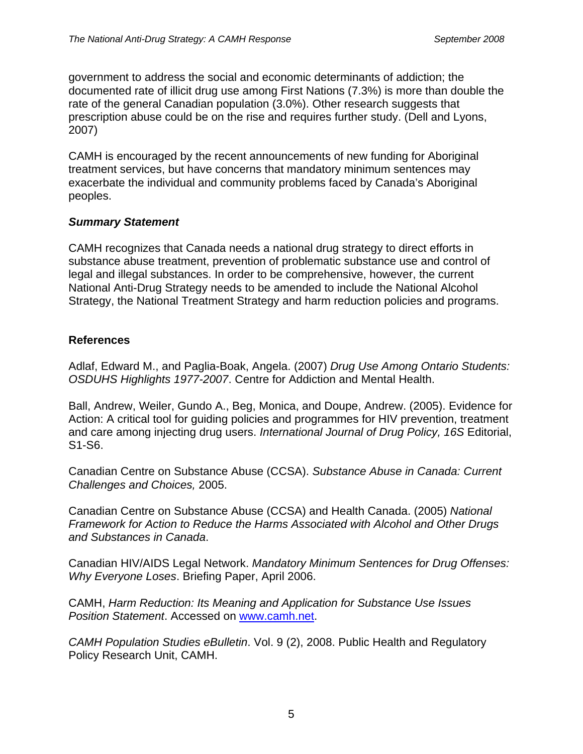government to address the social and economic determinants of addiction; the documented rate of illicit drug use among First Nations (7.3%) is more than double the rate of the general Canadian population (3.0%). Other research suggests that prescription abuse could be on the rise and requires further study. (Dell and Lyons, 2007)

CAMH is encouraged by the recent announcements of new funding for Aboriginal treatment services, but have concerns that mandatory minimum sentences may exacerbate the individual and community problems faced by Canada's Aboriginal peoples.

***Summary Statement***

CAMH recognizes that Canada needs a national drug strategy to direct efforts in substance abuse treatment, prevention of problematic substance use and control of legal and illegal substances. In order to be comprehensive, however, the current National Anti-Drug Strategy needs to be amended to include the National Alcohol Strategy, the National Treatment Strategy and harm reduction policies and programs.

**References**

Adlaf, Edward M., and Paglia-Boak, Angela. (2007) *Drug Use Among Ontario Students: OSDUHS Highlights 1977-2007*. Centre for Addiction and Mental Health.

Ball, Andrew, Weiler, Gundo A., Beg, Monica, and Doupe, Andrew. (2005). Evidence for Action: A critical tool for guiding policies and programmes for HIV prevention, treatment and care among injecting drug users. *International Journal of Drug Policy, 16S* Editorial, S1-S6.

Canadian Centre on Substance Abuse (CCSA). *Substance Abuse in Canada: Current Challenges and Choices,* 2005.

Canadian Centre on Substance Abuse (CCSA) and Health Canada. (2005) *National Framework for Action to Reduce the Harms Associated with Alcohol and Other Drugs and Substances in Canada*.

Canadian HIV/AIDS Legal Network. *Mandatory Minimum Sentences for Drug Offenses: Why Everyone Loses*. Briefing Paper, April 2006.

CAMH, *Harm Reduction: Its Meaning and Application for Substance Use Issues Position Statement*. Accessed on www.camh.net.

*CAMH Population Studies eBulletin*. Vol. 9 (2), 2008. Public Health and Regulatory Policy Research Unit, CAMH.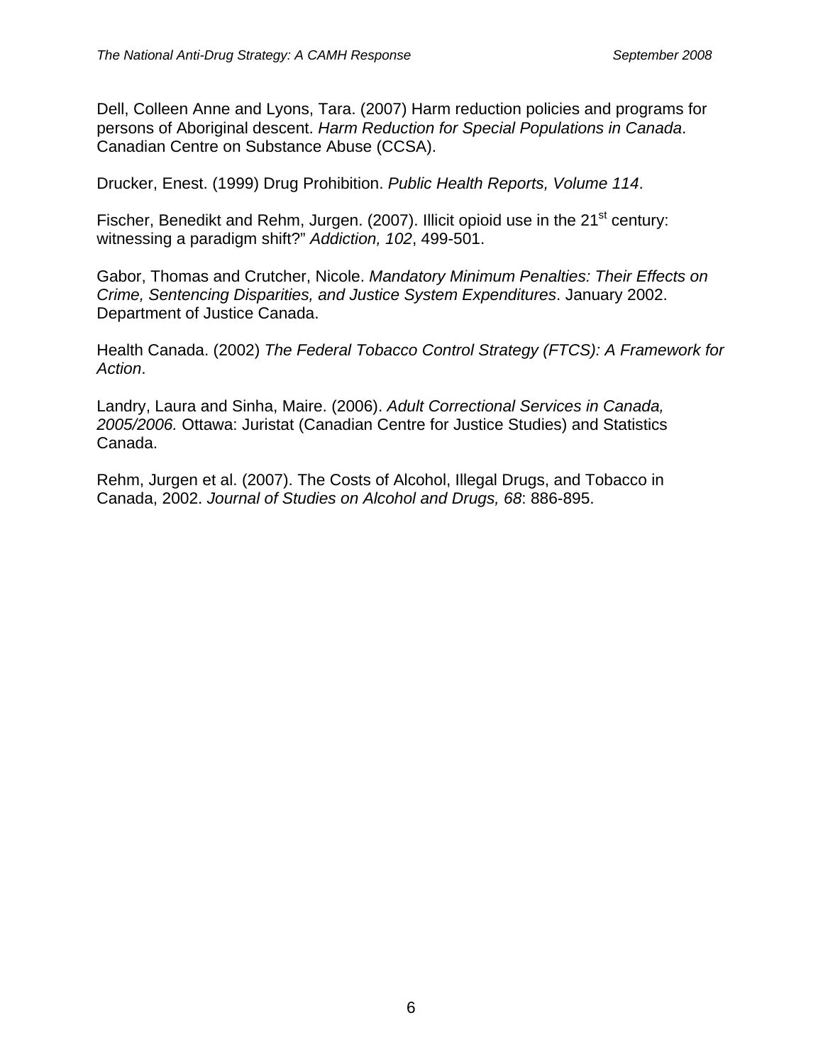Dell, Colleen Anne and Lyons, Tara. (2007) Harm reduction policies and programs for persons of Aboriginal descent. *Harm Reduction for Special Populations in Canada*. Canadian Centre on Substance Abuse (CCSA).

Drucker, Enest. (1999) Drug Prohibition. *Public Health Reports, Volume 114*.

Fischer, Benedikt and Rehm, Jurgen. (2007). Illicit opioid use in the 21st century: witnessing a paradigm shift?" *Addiction, 102*, 499-501.

Gabor, Thomas and Crutcher, Nicole. *Mandatory Minimum Penalties: Their Effects on Crime, Sentencing Disparities, and Justice System Expenditures*. January 2002. Department of Justice Canada.

Health Canada. (2002) *The Federal Tobacco Control Strategy (FTCS): A Framework for Action*.

Landry, Laura and Sinha, Maire. (2006). *Adult Correctional Services in Canada, 2005/2006.* Ottawa: Juristat (Canadian Centre for Justice Studies) and Statistics Canada.

Rehm, Jurgen et al. (2007). The Costs of Alcohol, Illegal Drugs, and Tobacco in Canada, 2002. *Journal of Studies on Alcohol and Drugs, 68*: 886-895.